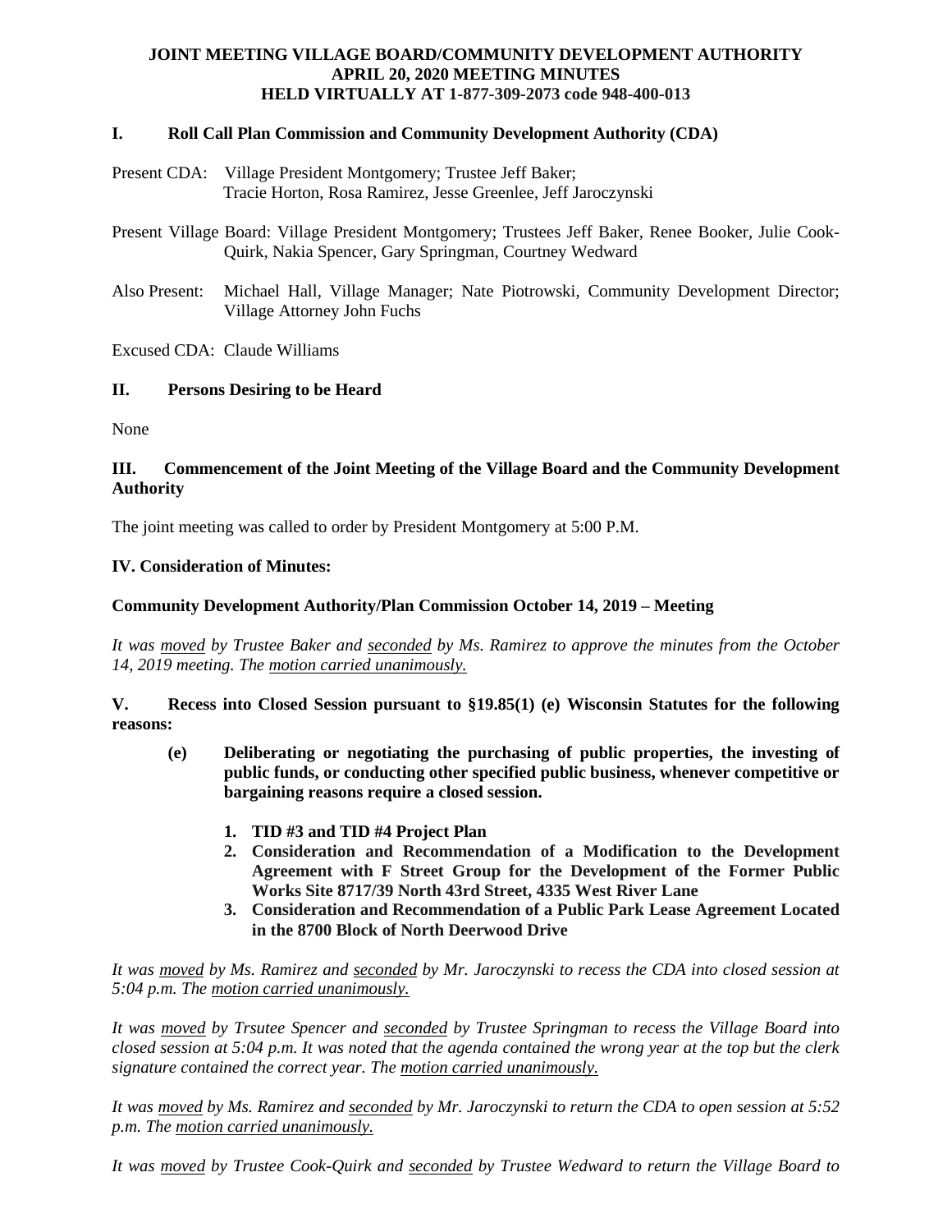**JOINT MEETING VILLAGE BOARD/COMMUNITY DEVELOPMENT AUTHORITY**
**APRIL 20, 2020 MEETING MINUTES**
**HELD VIRTUALLY AT 1-877-309-2073 code 948-400-013**

## I. Roll Call Plan Commission and Community Development Authority (CDA)

Present CDA: Village President Montgomery; Trustee Jeff Baker; Tracie Horton, Rosa Ramirez, Jesse Greenlee, Jeff Jaroczynski

Present Village Board: Village President Montgomery; Trustees Jeff Baker, Renee Booker, Julie Cook-Quirk, Nakia Spencer, Gary Springman, Courtney Wedward

Also Present: Michael Hall, Village Manager; Nate Piotrowski, Community Development Director; Village Attorney John Fuchs

Excused CDA: Claude Williams

## II. Persons Desiring to be Heard

None

## III. Commencement of the Joint Meeting of the Village Board and the Community Development Authority

The joint meeting was called to order by President Montgomery at 5:00 P.M.

## IV. Consideration of Minutes:

**Community Development Authority/Plan Commission October 14, 2019 – Meeting**

*It was moved by Trustee Baker and seconded by Ms. Ramirez to approve the minutes from the October 14, 2019 meeting. The motion carried unanimously.*

## V. Recess into Closed Session pursuant to §19.85(1) (e) Wisconsin Statutes for the following reasons:

**(e) Deliberating or negotiating the purchasing of public properties, the investing of public funds, or conducting other specified public business, whenever competitive or bargaining reasons require a closed session.**

1. **TID #3 and TID #4 Project Plan**
2. **Consideration and Recommendation of a Modification to the Development Agreement with F Street Group for the Development of the Former Public Works Site 8717/39 North 43rd Street, 4335 West River Lane**
3. **Consideration and Recommendation of a Public Park Lease Agreement Located in the 8700 Block of North Deerwood Drive**

*It was moved by Ms. Ramirez and seconded by Mr. Jaroczynski to recess the CDA into closed session at 5:04 p.m. The motion carried unanimously.*

*It was moved by Trsutee Spencer and seconded by Trustee Springman to recess the Village Board into closed session at 5:04 p.m. It was noted that the agenda contained the wrong year at the top but the clerk signature contained the correct year. The motion carried unanimously.*

*It was moved by Ms. Ramirez and seconded by Mr. Jaroczynski to return the CDA to open session at 5:52 p.m. The motion carried unanimously.*

*It was moved by Trustee Cook-Quirk and seconded by Trustee Wedward to return the Village Board to*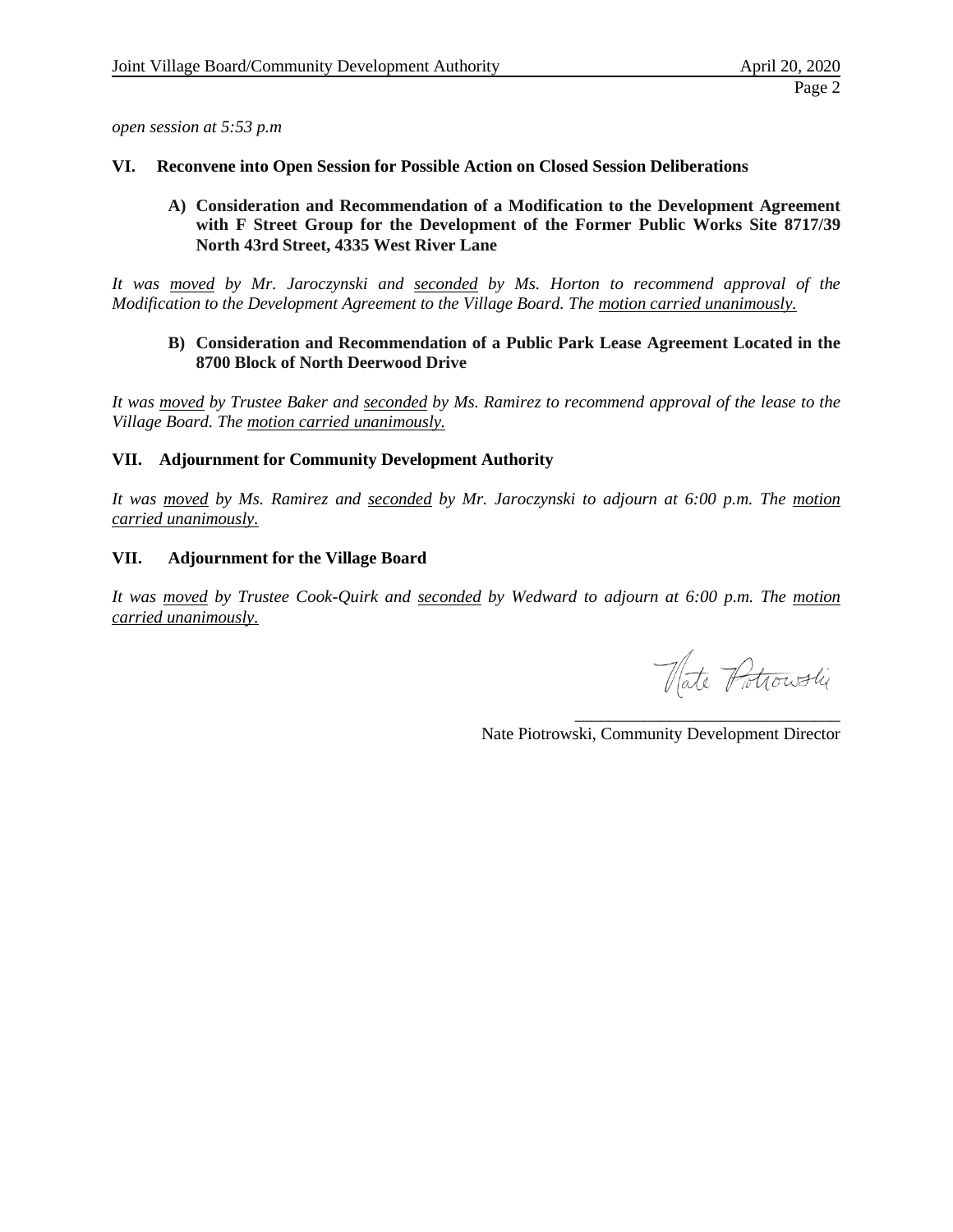*open session at 5:53 p.m*

### VI. Reconvene into Open Session for Possible Action on Closed Session Deliberations

**A) Consideration and Recommendation of a Modification to the Development Agreement with F Street Group for the Development of the Former Public Works Site 8717/39 North 43rd Street, 4335 West River Lane**

*It was moved by Mr. Jaroczynski and seconded by Ms. Horton to recommend approval of the Modification to the Development Agreement to the Village Board. The motion carried unanimously.*

**B) Consideration and Recommendation of a Public Park Lease Agreement Located in the 8700 Block of North Deerwood Drive**

*It was moved by Trustee Baker and seconded by Ms. Ramirez to recommend approval of the lease to the Village Board. The motion carried unanimously.*

### VII. Adjournment for Community Development Authority

*It was moved by Ms. Ramirez and seconded by Mr. Jaroczynski to adjourn at 6:00 p.m. The motion carried unanimously.*

### VII. Adjournment for the Village Board

*It was moved by Trustee Cook-Quirk and seconded by Wedward to adjourn at 6:00 p.m. The motion carried unanimously.*

Nate Piotrowski

\_\_\_\_\_\_\_\_\_\_\_\_\_\_\_\_\_\_\_\_\_\_\_\_\_\_\_\_\_\_

Nate Piotrowski, Community Development Director